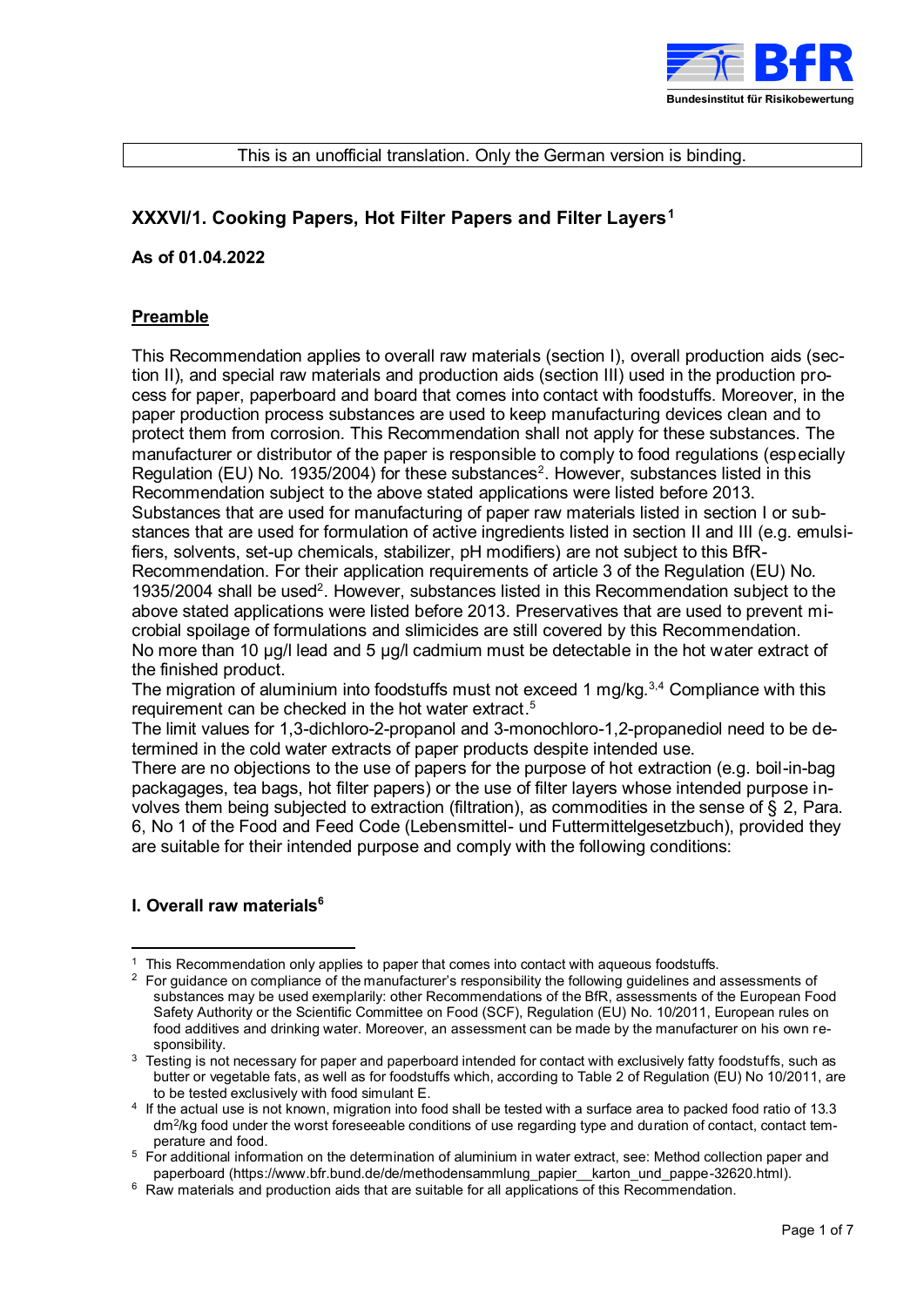This is an unofficial translation. Only the German version is binding.

# XXXVI/1. Cooking Papers, Hot Filter Papers and Filter Layers[1]

**As of 01.04.2022**

## Preamble

This Recommendation applies to overall raw materials (section I), overall production aids (section II), and special raw materials and production aids (section III) used in the production process for paper, paperboard and board that comes into contact with foodstuffs. Moreover, in the paper production process substances are used to keep manufacturing devices clean and to protect them from corrosion. This Recommendation shall not apply for these substances. The manufacturer or distributor of the paper is responsible to comply to food regulations (especially Regulation (EU) No. 1935/2004) for these substances[2]. However, substances listed in this Recommendation subject to the above stated applications were listed before 2013.
Substances that are used for manufacturing of paper raw materials listed in section I or substances that are used for formulation of active ingredients listed in section II and III (e.g. emulsifiers, solvents, set-up chemicals, stabilizer, pH modifiers) are not subject to this BfR-Recommendation. For their application requirements of article 3 of the Regulation (EU) No. 1935/2004 shall be used[2]. However, substances listed in this Recommendation subject to the above stated applications were listed before 2013. Preservatives that are used to prevent microbial spoilage of formulations and slimicides are still covered by this Recommendation.
No more than 10 µg/l lead and 5 µg/l cadmium must be detectable in the hot water extract of the finished product.
The migration of aluminium into foodstuffs must not exceed 1 mg/kg.[3,4] Compliance with this requirement can be checked in the hot water extract.[5]
The limit values for 1,3-dichloro-2-propanol and 3-monochloro-1,2-propanediol need to be determined in the cold water extracts of paper products despite intended use.
There are no objections to the use of papers for the purpose of hot extraction (e.g. boil-in-bag packagages, tea bags, hot filter papers) or the use of filter layers whose intended purpose involves them being subjected to extraction (filtration), as commodities in the sense of § 2, Para. 6, No 1 of the Food and Feed Code (Lebensmittel- und Futtermittelgesetzbuch), provided they are suitable for their intended purpose and comply with the following conditions:

## I. Overall raw materials[6]

---

[1] This Recommendation only applies to paper that comes into contact with aqueous foodstuffs.

[2] For guidance on compliance of the manufacturer's responsibility the following guidelines and assessments of substances may be used exemplarily: other Recommendations of the BfR, assessments of the European Food Safety Authority or the Scientific Committee on Food (SCF), Regulation (EU) No. 10/2011, European rules on food additives and drinking water. Moreover, an assessment can be made by the manufacturer on his own responsibility.

[3] Testing is not necessary for paper and paperboard intended for contact with exclusively fatty foodstuffs, such as butter or vegetable fats, as well as for foodstuffs which, according to Table 2 of Regulation (EU) No 10/2011, are to be tested exclusively with food simulant E.

[4] If the actual use is not known, migration into food shall be tested with a surface area to packed food ratio of 13.3 $dm^2$/kg food under the worst foreseeable conditions of use regarding type and duration of contact, contact temperature and food.

[5] For additional information on the determination of aluminium in water extract, see: Method collection paper and paperboard (https://www.bfr.bund.de/de/methodensammlung_papier__karton_und_pappe-32620.html).

[6] Raw materials and production aids that are suitable for all applications of this Recommendation.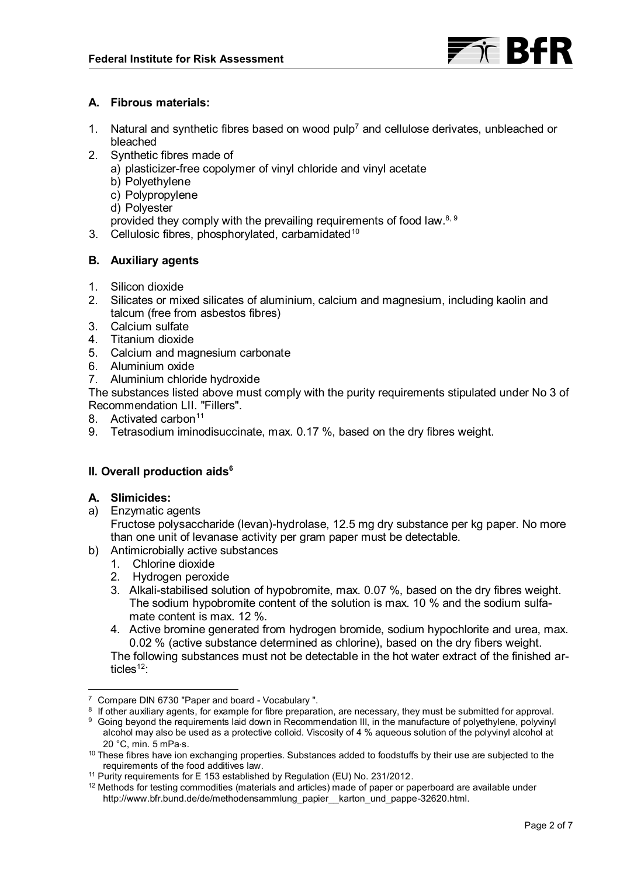### A. Fibrous materials:

1. Natural and synthetic fibres based on wood pulp[7] and cellulose derivates, unbleached or bleached
2. Synthetic fibres made of
   a) plasticizer-free copolymer of vinyl chloride and vinyl acetate
   b) Polyethylene
   c) Polypropylene
   d) Polyester
   
   provided they comply with the prevailing requirements of food law.[8, 9]
3. Cellulosic fibres, phosphorylated, carbamidated[10]

### B. Auxiliary agents

1. Silicon dioxide
2. Silicates or mixed silicates of aluminium, calcium and magnesium, including kaolin and talcum (free from asbestos fibres)
3. Calcium sulfate
4. Titanium dioxide
5. Calcium and magnesium carbonate
6. Aluminium oxide
7. Aluminium chloride hydroxide

The substances listed above must comply with the purity requirements stipulated under No 3 of Recommendation LII. "Fillers".

8. Activated carbon[11]
9. Tetrasodium iminodisuccinate, max. 0.17 %, based on the dry fibres weight.

## II. Overall production aids[6]

### A. Slimicides:

a) Enzymatic agents
   
   Fructose polysaccharide (levan)-hydrolase, 12.5 mg dry substance per kg paper. No more than one unit of levanase activity per gram paper must be detectable.
b) Antimicrobially active substances
   1. Chlorine dioxide
   2. Hydrogen peroxide
   3. Alkali-stabilised solution of hypobromite, max. 0.07 %, based on the dry fibres weight. The sodium hypobromite content of the solution is max. 10 % and the sodium sulfamate content is max. 12 %.
   4. Active bromine generated from hydrogen bromide, sodium hypochlorite and urea, max. 0.02 % (active substance determined as chlorine), based on the dry fibers weight.
   
   The following substances must not be detectable in the hot water extract of the finished articles[12]:

---

[7] Compare DIN 6730 "Paper and board - Vocabulary ".

[8] If other auxiliary agents, for example for fibre preparation, are necessary, they must be submitted for approval.

[9] Going beyond the requirements laid down in Recommendation III, in the manufacture of polyethylene, polyvinyl alcohol may also be used as a protective colloid. Viscosity of 4 % aqueous solution of the polyvinyl alcohol at 20 °C, min. 5 mPa·s.

[10] These fibres have ion exchanging properties. Substances added to foodstuffs by their use are subjected to the requirements of the food additives law.

[11] Purity requirements for E 153 established by Regulation (EU) No. 231/2012.

[12] Methods for testing commodities (materials and articles) made of paper or paperboard are available under http://www.bfr.bund.de/de/methodensammlung_papier__karton_und_pappe-32620.html.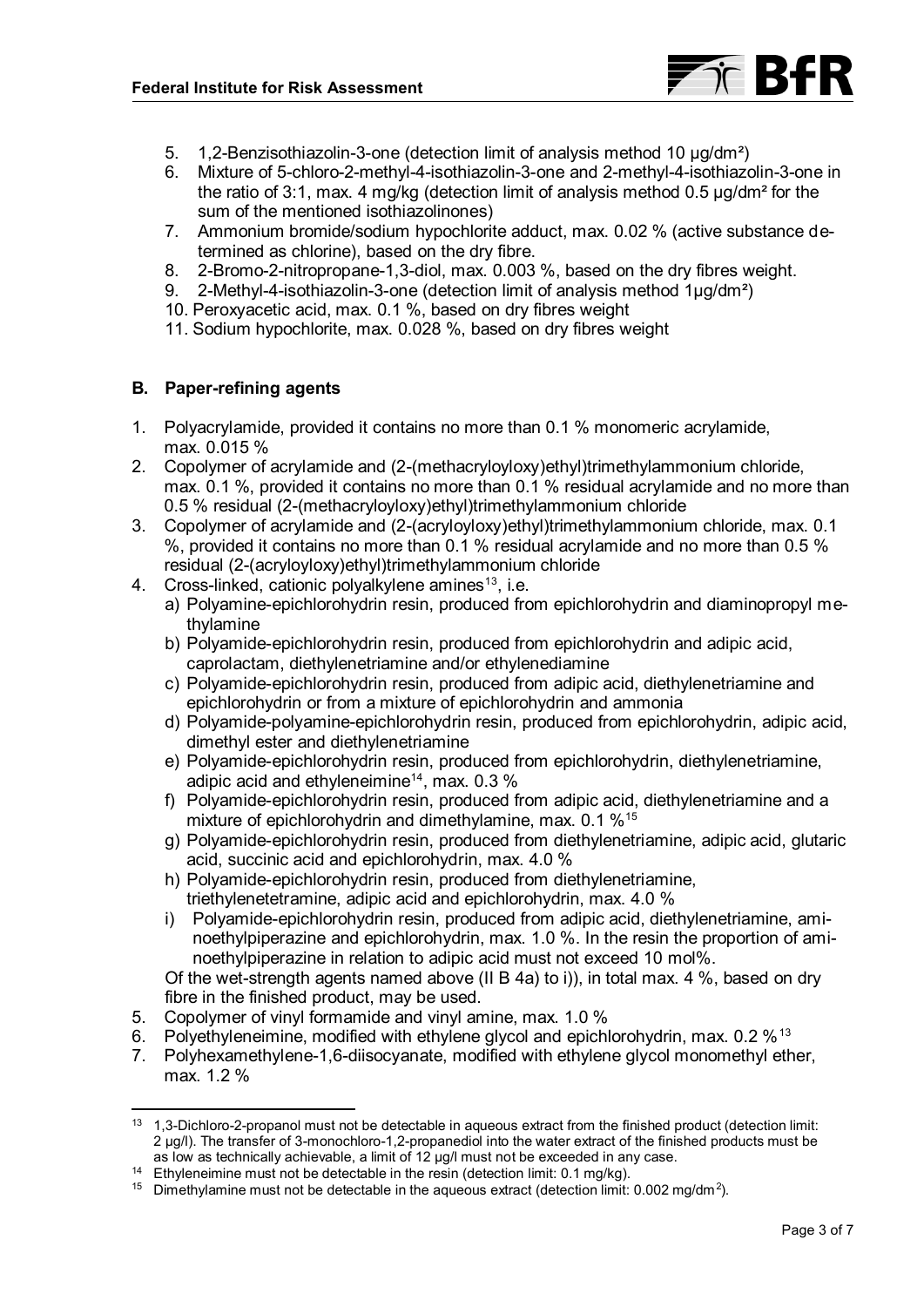5. 1,2-Benzisothiazolin-3-one (detection limit of analysis method 10 µg/dm²)
6. Mixture of 5-chloro-2-methyl-4-isothiazolin-3-one and 2-methyl-4-isothiazolin-3-one in the ratio of 3:1, max. 4 mg/kg (detection limit of analysis method 0.5 µg/dm² for the sum of the mentioned isothiazolinones)
7. Ammonium bromide/sodium hypochlorite adduct, max. 0.02 % (active substance determined as chlorine), based on the dry fibre.
8. 2-Bromo-2-nitropropane-1,3-diol, max. 0.003 %, based on the dry fibres weight.
9. 2-Methyl-4-isothiazolin-3-one (detection limit of analysis method 1µg/dm²)
10. Peroxyacetic acid, max. 0.1 %, based on dry fibres weight
11. Sodium hypochlorite, max. 0.028 %, based on dry fibres weight

### B. Paper-refining agents

1. Polyacrylamide, provided it contains no more than 0.1 % monomeric acrylamide, max. 0.015 %
2. Copolymer of acrylamide and (2-(methacryloyloxy)ethyl)trimethylammonium chloride, max. 0.1 %, provided it contains no more than 0.1 % residual acrylamide and no more than 0.5 % residual (2-(methacryloyloxy)ethyl)trimethylammonium chloride
3. Copolymer of acrylamide and (2-(acryloyloxy)ethyl)trimethylammonium chloride, max. 0.1 %, provided it contains no more than 0.1 % residual acrylamide and no more than 0.5 % residual (2-(acryloyloxy)ethyl)trimethylammonium chloride
4. Cross-linked, cationic polyalkylene amines[13], i.e.
   a) Polyamine-epichlorohydrin resin, produced from epichlorohydrin and diaminopropyl methylamine
   b) Polyamide-epichlorohydrin resin, produced from epichlorohydrin and adipic acid, caprolactam, diethylenetriamine and/or ethylenediamine
   c) Polyamide-epichlorohydrin resin, produced from adipic acid, diethylenetriamine and epichlorohydrin or from a mixture of epichlorohydrin and ammonia
   d) Polyamide-polyamine-epichlorohydrin resin, produced from epichlorohydrin, adipic acid, dimethyl ester and diethylenetriamine
   e) Polyamide-epichlorohydrin resin, produced from epichlorohydrin, diethylenetriamine, adipic acid and ethyleneimine[14], max. 0.3 %
   f) Polyamide-epichlorohydrin resin, produced from adipic acid, diethylenetriamine and a mixture of epichlorohydrin and dimethylamine, max. 0.1 %[15]
   g) Polyamide-epichlorohydrin resin, produced from diethylenetriamine, adipic acid, glutaric acid, succinic acid and epichlorohydrin, max. 4.0 %
   h) Polyamide-epichlorohydrin resin, produced from diethylenetriamine, triethylenetetramine, adipic acid and epichlorohydrin, max. 4.0 %
   i) Polyamide-epichlorohydrin resin, produced from adipic acid, diethylenetriamine, aminoethylpiperazine and epichlorohydrin, max. 1.0 %. In the resin the proportion of aminoethylpiperazine in relation to adipic acid must not exceed 10 mol%.

   Of the wet-strength agents named above (II B 4a) to i)), in total max. 4 %, based on dry fibre in the finished product, may be used.
5. Copolymer of vinyl formamide and vinyl amine, max. 1.0 %
6. Polyethyleneimine, modified with ethylene glycol and epichlorohydrin, max. 0.2 %[13]
7. Polyhexamethylene-1,6-diisocyanate, modified with ethylene glycol monomethyl ether, max. 1.2 %

---

[13] 1,3-Dichloro-2-propanol must not be detectable in aqueous extract from the finished product (detection limit: 2 µg/l). The transfer of 3-monochloro-1,2-propanediol into the water extract of the finished products must be as low as technically achievable, a limit of 12 µg/l must not be exceeded in any case.

[14] Ethyleneimine must not be detectable in the resin (detection limit: 0.1 mg/kg).

[15] Dimethylamine must not be detectable in the aqueous extract (detection limit: 0.002 mg/dm$^2$).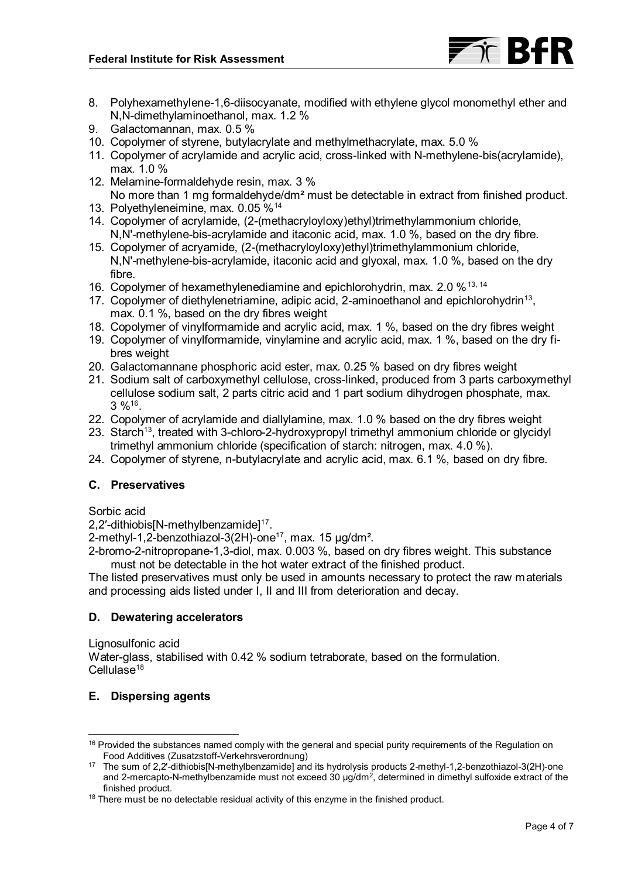8. Polyhexamethylene-1,6-diisocyanate, modified with ethylene glycol monomethyl ether and N,N-dimethylaminoethanol, max. 1.2 %
9. Galactomannan, max. 0.5 %
10. Copolymer of styrene, butylacrylate and methylmethacrylate, max. 5.0 %
11. Copolymer of acrylamide and acrylic acid, cross-linked with N-methylene-bis(acrylamide), max. 1.0 %
12. Melamine-formaldehyde resin, max. 3 %
    No more than 1 mg formaldehyde/dm² must be detectable in extract from finished product.
13. Polyethyleneimine, max. 0.05 %[14]
14. Copolymer of acrylamide, (2-(methacryloyloxy)ethyl)trimethylammonium chloride, N,N'-methylene-bis-acrylamide and itaconic acid, max. 1.0 %, based on the dry fibre.
15. Copolymer of acryamide, (2-(methacryloyloxy)ethyl)trimethylammonium chloride, N,N'-methylene-bis-acrylamide, itaconic acid and glyoxal, max. 1.0 %, based on the dry fibre.
16. Copolymer of hexamethylenediamine and epichlorohydrin, max. 2.0 %[13, 14]
17. Copolymer of diethylenetriamine, adipic acid, 2-aminoethanol and epichlorohydrin[13], max. 0.1 %, based on the dry fibres weight
18. Copolymer of vinylformamide and acrylic acid, max. 1 %, based on the dry fibres weight
19. Copolymer of vinylformamide, vinylamine and acrylic acid, max. 1 %, based on the dry fibres weight
20. Galactomannane phosphoric acid ester, max. 0.25 % based on dry fibres weight
21. Sodium salt of carboxymethyl cellulose, cross-linked, produced from 3 parts carboxymethyl cellulose sodium salt, 2 parts citric acid and 1 part sodium dihydrogen phosphate, max. 3 %[16].
22. Copolymer of acrylamide and diallylamine, max. 1.0 % based on the dry fibres weight
23. Starch[13], treated with 3-chloro-2-hydroxypropyl trimethyl ammonium chloride or glycidyl trimethyl ammonium chloride (specification of starch: nitrogen, max. 4.0 %).
24. Copolymer of styrene, n-butylacrylate and acrylic acid, max. 6.1 %, based on dry fibre.

## C. Preservatives

Sorbic acid

2,2'-dithiobis[N-methylbenzamide][17].

2-methyl-1,2-benzothiazol-3(2H)-one[17], max. 15 µg/dm².

2-bromo-2-nitropropane-1,3-diol, max. 0.003 %, based on dry fibres weight. This substance must not be detectable in the hot water extract of the finished product.

The listed preservatives must only be used in amounts necessary to protect the raw materials and processing aids listed under I, II and III from deterioration and decay.

## D. Dewatering accelerators

Lignosulfonic acid

Water-glass, stabilised with 0.42 % sodium tetraborate, based on the formulation.

Cellulase[18]

## E. Dispersing agents

---

[16] Provided the substances named comply with the general and special purity requirements of the Regulation on Food Additives (Zusatzstoff-Verkehrsverordnung)

[17] The sum of 2,2'-dithiobis[N-methylbenzamide] and its hydrolysis products 2-methyl-1,2-benzothiazol-3(2H)-one and 2-mercapto-N-methylbenzamide must not exceed 30 µg/dm², determined in dimethyl sulfoxide extract of the finished product.

[18] There must be no detectable residual activity of this enzyme in the finished product.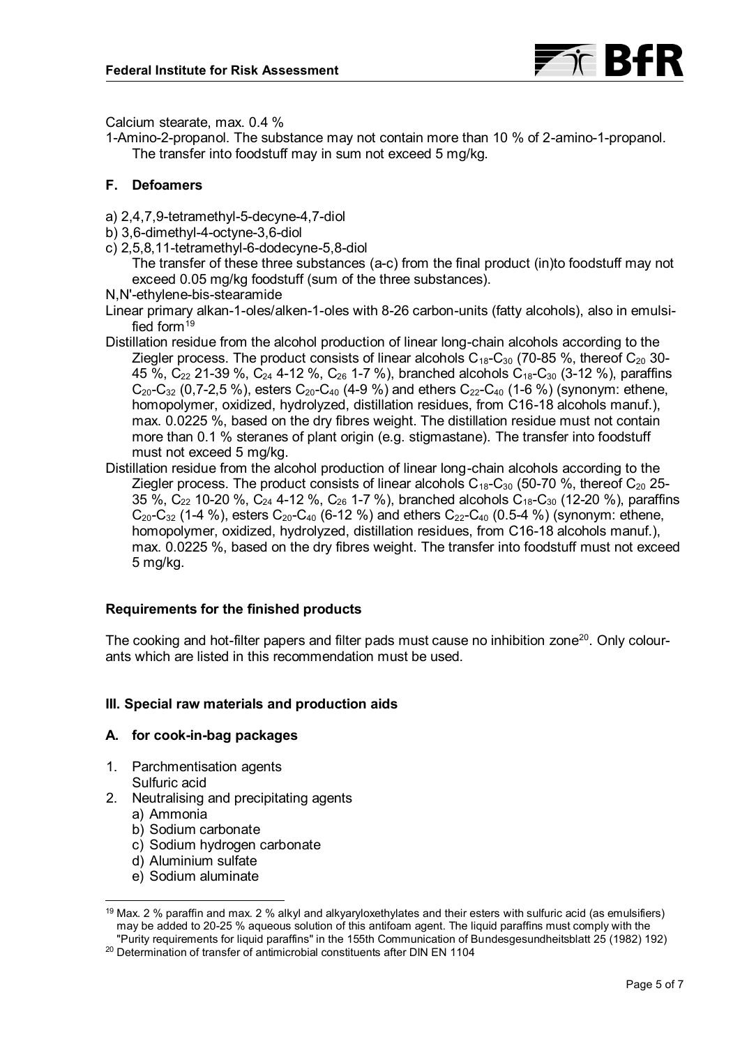Calcium stearate, max. 0.4 %

1-Amino-2-propanol. The substance may not contain more than 10 % of 2-amino-1-propanol. The transfer into foodstuff may in sum not exceed 5 mg/kg.

### F. Defoamers

a) 2,4,7,9-tetramethyl-5-decyne-4,7-diol

b) 3,6-dimethyl-4-octyne-3,6-diol

c) 2,5,8,11-tetramethyl-6-dodecyne-5,8-diol

The transfer of these three substances (a-c) from the final product (in)to foodstuff may not exceed 0.05 mg/kg foodstuff (sum of the three substances).

N,N'-ethylene-bis-stearamide

Linear primary alkan-1-oles/alken-1-oles with 8-26 carbon-units (fatty alcohols), also in emulsified form[19]

Distillation residue from the alcohol production of linear long-chain alcohols according to the Ziegler process. The product consists of linear alcohols $C_{18}$-$C_{30}$ (70-85 %, thereof $C_{20}$ 30-45 %, $C_{22}$ 21-39 %, $C_{24}$ 4-12 %, $C_{26}$ 1-7 %), branched alcohols $C_{18}$-$C_{30}$ (3-12 %), paraffins $C_{20}$-$C_{32}$ (0,7-2,5 %), esters $C_{20}$-$C_{40}$ (4-9 %) and ethers $C_{22}$-$C_{40}$ (1-6 %) (synonym: ethene, homopolymer, oxidized, hydrolyzed, distillation residues, from C16-18 alcohols manuf.), max. 0.0225 %, based on the dry fibres weight. The distillation residue must not contain more than 0.1 % steranes of plant origin (e.g. stigmastane). The transfer into foodstuff must not exceed 5 mg/kg.

Distillation residue from the alcohol production of linear long-chain alcohols according to the Ziegler process. The product consists of linear alcohols $C_{18}$-$C_{30}$ (50-70 %, thereof $C_{20}$ 25-35 %, $C_{22}$ 10-20 %, $C_{24}$ 4-12 %, $C_{26}$ 1-7 %), branched alcohols $C_{18}$-$C_{30}$ (12-20 %), paraffins $C_{20}$-$C_{32}$ (1-4 %), esters $C_{20}$-$C_{40}$ (6-12 %) and ethers $C_{22}$-$C_{40}$ (0.5-4 %) (synonym: ethene, homopolymer, oxidized, hydrolyzed, distillation residues, from C16-18 alcohols manuf.), max. 0.0225 %, based on the dry fibres weight. The transfer into foodstuff must not exceed 5 mg/kg.

## Requirements for the finished products

The cooking and hot-filter papers and filter pads must cause no inhibition zone[20]. Only colourants which are listed in this recommendation must be used.

## III. Special raw materials and production aids

### A. for cook-in-bag packages

1. Parchmentisation agents
   Sulfuric acid
2. Neutralising and precipitating agents
   a) Ammonia
   b) Sodium carbonate
   c) Sodium hydrogen carbonate
   d) Aluminium sulfate
   e) Sodium aluminate

---

[19] Max. 2 % paraffin and max. 2 % alkyl and alkyaryloxethylates and their esters with sulfuric acid (as emulsifiers) may be added to 20-25 % aqueous solution of this antifoam agent. The liquid paraffins must comply with the "Purity requirements for liquid paraffins" in the 155th Communication of Bundesgesundheitsblatt 25 (1982) 192)

[20] Determination of transfer of antimicrobial constituents after DIN EN 1104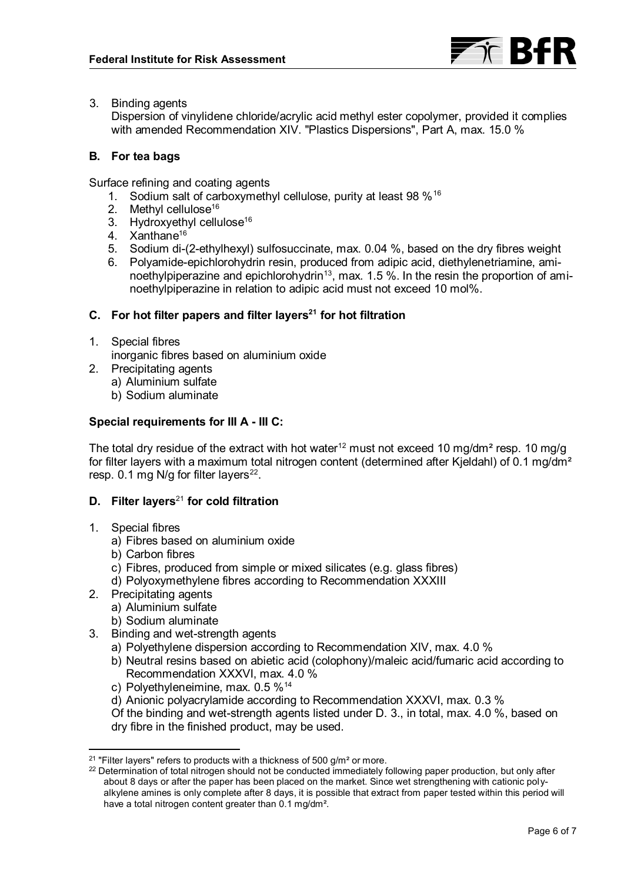3. Binding agents
   Dispersion of vinylidene chloride/acrylic acid methyl ester copolymer, provided it complies with amended Recommendation XIV. "Plastics Dispersions", Part A, max. 15.0 %

### B. For tea bags

Surface refining and coating agents

1. Sodium salt of carboxymethyl cellulose, purity at least 98 %[16]
2. Methyl cellulose[16]
3. Hydroxyethyl cellulose[16]
4. Xanthane[16]
5. Sodium di-(2-ethylhexyl) sulfosuccinate, max. 0.04 %, based on the dry fibres weight
6. Polyamide-epichlorohydrin resin, produced from adipic acid, diethylenetriamine, aminoethylpiperazine and epichlorohydrin[13], max. 1.5 %. In the resin the proportion of aminoethylpiperazine in relation to adipic acid must not exceed 10 mol%.

### C. For hot filter papers and filter layers[21] for hot filtration

1. Special fibres
   inorganic fibres based on aluminium oxide
2. Precipitating agents
   a) Aluminium sulfate
   b) Sodium aluminate

**Special requirements for III A - III C:**

The total dry residue of the extract with hot water[12] must not exceed 10 mg/dm² resp. 10 mg/g for filter layers with a maximum total nitrogen content (determined after Kjeldahl) of 0.1 mg/dm² resp. 0.1 mg N/g for filter layers[22].

### D. Filter layers[21] for cold filtration

1. Special fibres
   a) Fibres based on aluminium oxide
   b) Carbon fibres
   c) Fibres, produced from simple or mixed silicates (e.g. glass fibres)
   d) Polyoxymethylene fibres according to Recommendation XXXIII
2. Precipitating agents
   a) Aluminium sulfate
   b) Sodium aluminate
3. Binding and wet-strength agents
   a) Polyethylene dispersion according to Recommendation XIV, max. 4.0 %
   b) Neutral resins based on abietic acid (colophony)/maleic acid/fumaric acid according to Recommendation XXXVI, max. 4.0 %
   c) Polyethyleneimine, max. 0.5 %[14]
   d) Anionic polyacrylamide according to Recommendation XXXVI, max. 0.3 %
   Of the binding and wet-strength agents listed under D. 3., in total, max. 4.0 %, based on dry fibre in the finished product, may be used.

---

[21] "Filter layers" refers to products with a thickness of 500 g/m² or more.

[22] Determination of total nitrogen should not be conducted immediately following paper production, but only after about 8 days or after the paper has been placed on the market. Since wet strengthening with cationic polyalkylene amines is only complete after 8 days, it is possible that extract from paper tested within this period will have a total nitrogen content greater than 0.1 mg/dm².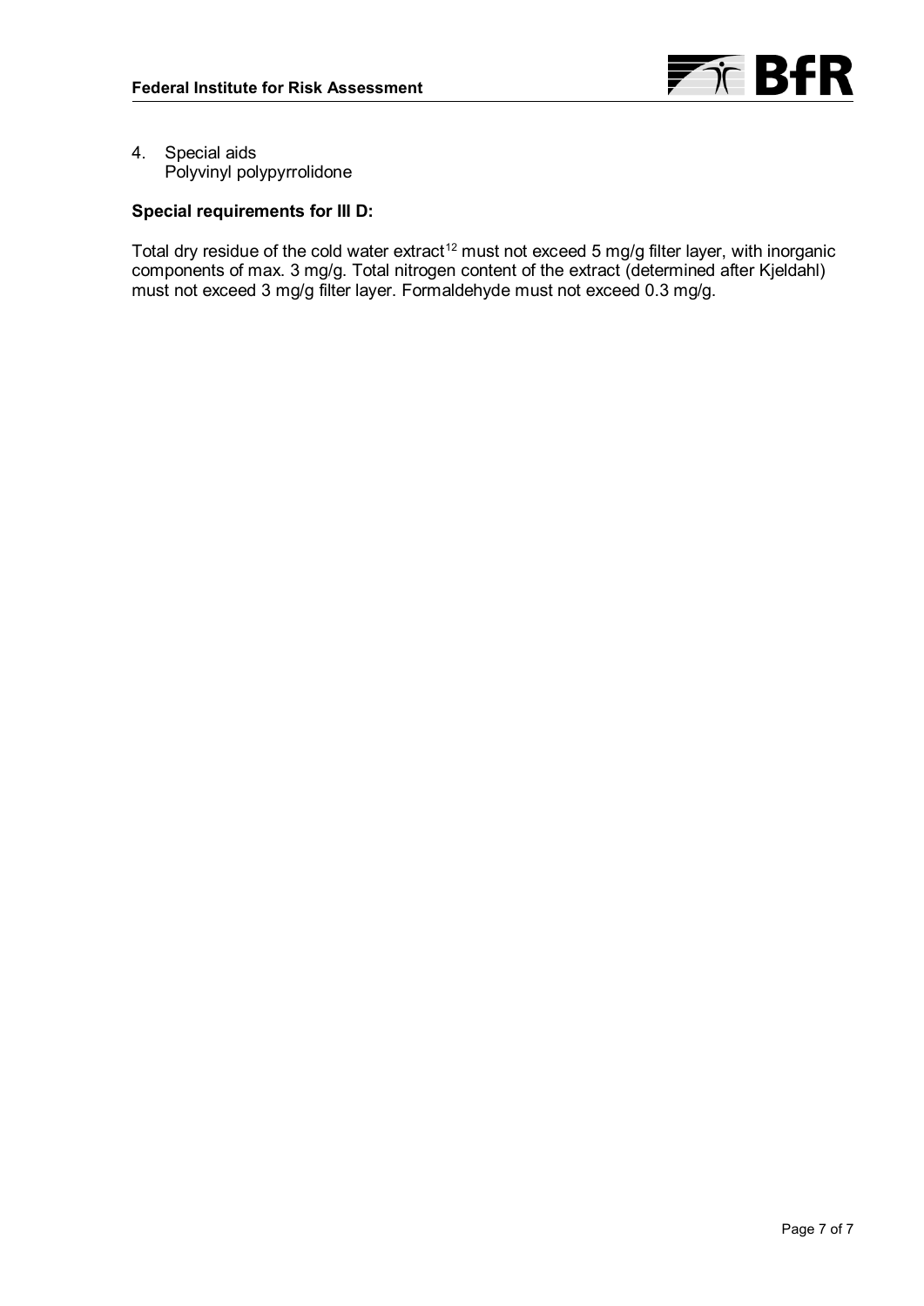4. Special aids
   Polyvinyl polypyrrolidone

**Special requirements for III D:**

Total dry residue of the cold water extract[12] must not exceed 5 mg/g filter layer, with inorganic components of max. 3 mg/g. Total nitrogen content of the extract (determined after Kjeldahl) must not exceed 3 mg/g filter layer. Formaldehyde must not exceed 0.3 mg/g.